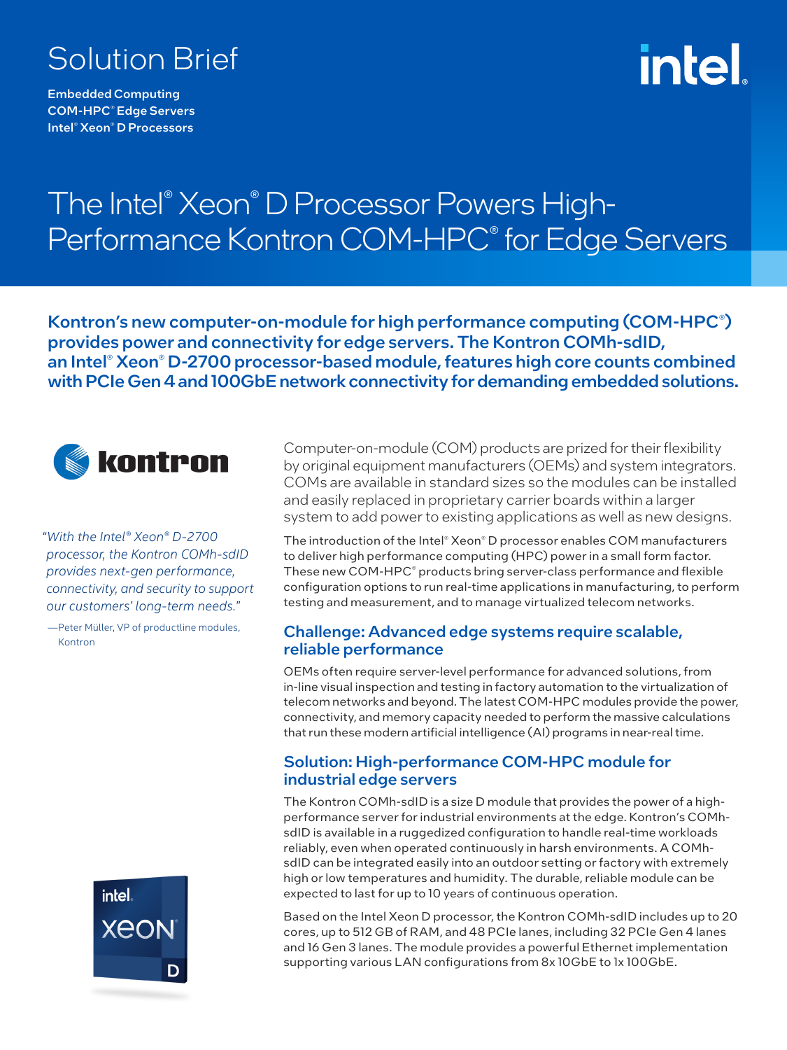Solution Brief

**Embedded Computing**
**COM-HPC® Edge Servers**
**Intel® Xeon® D Processors**

# The Intel® Xeon® D Processor Powers High-Performance Kontron COM-HPC® for Edge Servers

**Kontron's new computer-on-module for high performance computing (COM-HPC®) provides power and connectivity for edge servers. The Kontron COMh-sdID, an Intel® Xeon® D-2700 processor-based module, features high core counts combined with PCIe Gen 4 and 100GbE network connectivity for demanding embedded solutions.**

*"With the Intel® Xeon® D-2700 processor, the Kontron COMh-sdID provides next-gen performance, connectivity, and security to support our customers' long-term needs."*

—Peter Müller, VP of productline modules, Kontron

Computer-on-module (COM) products are prized for their flexibility by original equipment manufacturers (OEMs) and system integrators. COMs are available in standard sizes so the modules can be installed and easily replaced in proprietary carrier boards within a larger system to add power to existing applications as well as new designs.

The introduction of the Intel® Xeon® D processor enables COM manufacturers to deliver high performance computing (HPC) power in a small form factor. These new COM-HPC® products bring server-class performance and flexible configuration options to run real-time applications in manufacturing, to perform testing and measurement, and to manage virtualized telecom networks.

## Challenge: Advanced edge systems require scalable, reliable performance

OEMs often require server-level performance for advanced solutions, from in-line visual inspection and testing in factory automation to the virtualization of telecom networks and beyond. The latest COM-HPC modules provide the power, connectivity, and memory capacity needed to perform the massive calculations that run these modern artificial intelligence (AI) programs in near-real time.

## Solution: High-performance COM-HPC module for industrial edge servers

The Kontron COMh-sdID is a size D module that provides the power of a high-performance server for industrial environments at the edge. Kontron's COMh-sdID is available in a ruggedized configuration to handle real-time workloads reliably, even when operated continuously in harsh environments. A COMh-sdID can be integrated easily into an outdoor setting or factory with extremely high or low temperatures and humidity. The durable, reliable module can be expected to last for up to 10 years of continuous operation.

Based on the Intel Xeon D processor, the Kontron COMh-sdID includes up to 20 cores, up to 512 GB of RAM, and 48 PCIe lanes, including 32 PCIe Gen 4 lanes and 16 Gen 3 lanes. The module provides a powerful Ethernet implementation supporting various LAN configurations from 8x 10GbE to 1x 100GbE.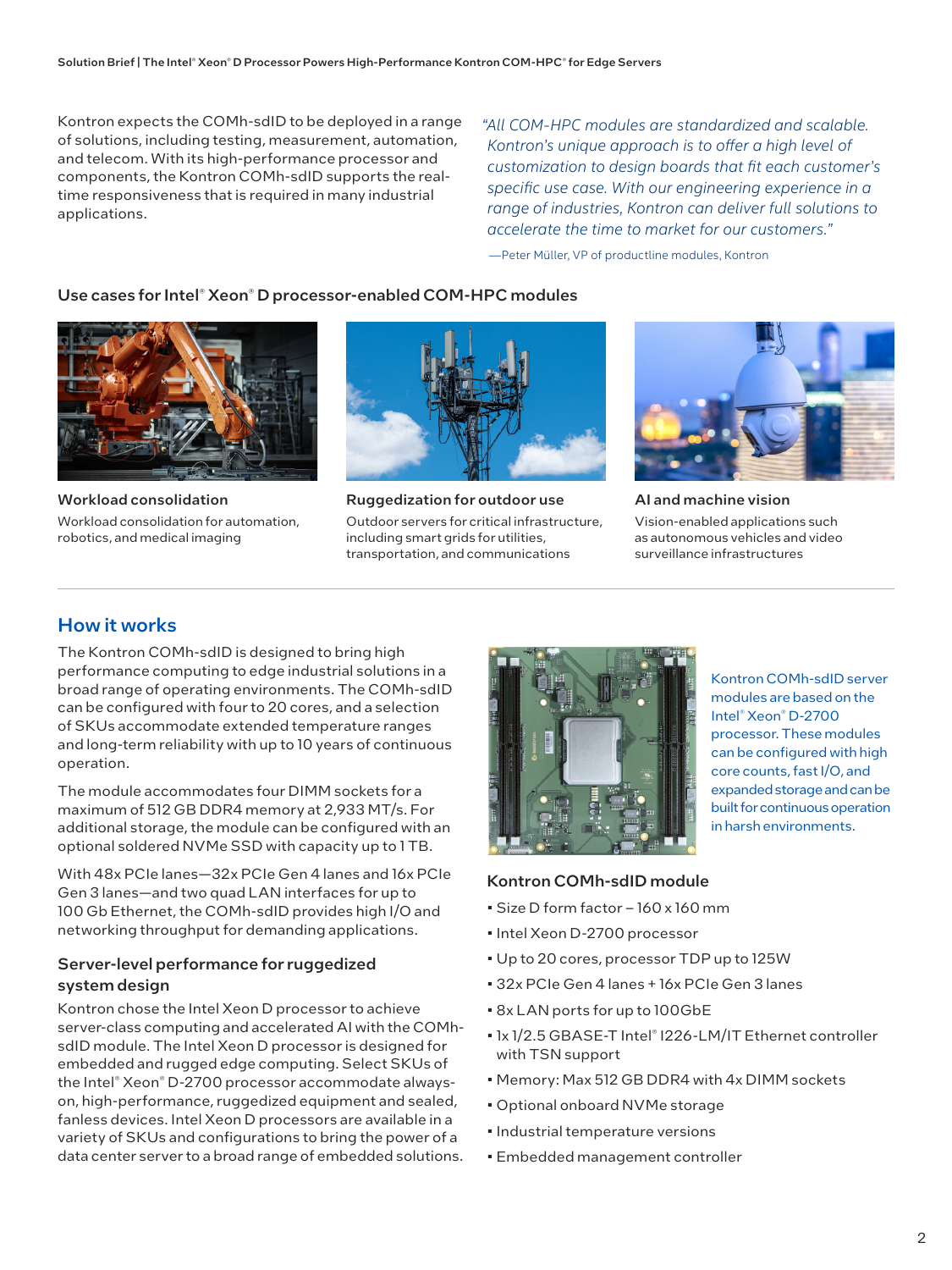Kontron expects the COMh-sdID to be deployed in a range of solutions, including testing, measurement, automation, and telecom. With its high-performance processor and components, the Kontron COMh-sdID supports the real-time responsiveness that is required in many industrial applications.

*"All COM-HPC modules are standardized and scalable. Kontron's unique approach is to offer a high level of customization to design boards that fit each customer's specific use case. With our engineering experience in a range of industries, Kontron can deliver full solutions to accelerate the time to market for our customers."*

—Peter Müller, VP of productline modules, Kontron

### Use cases for Intel® Xeon® D processor-enabled COM-HPC modules

**Workload consolidation**

Workload consolidation for automation, robotics, and medical imaging

**Ruggedization for outdoor use**

Outdoor servers for critical infrastructure, including smart grids for utilities, transportation, and communications

**AI and machine vision**

Vision-enabled applications such as autonomous vehicles and video surveillance infrastructures

## How it works

The Kontron COMh-sdID is designed to bring high performance computing to edge industrial solutions in a broad range of operating environments. The COMh-sdID can be configured with four to 20 cores, and a selection of SKUs accommodate extended temperature ranges and long-term reliability with up to 10 years of continuous operation.

The module accommodates four DIMM sockets for a maximum of 512 GB DDR4 memory at 2,933 MT/s. For additional storage, the module can be configured with an optional soldered NVMe SSD with capacity up to 1 TB.

With 48x PCIe lanes—32x PCIe Gen 4 lanes and 16x PCIe Gen 3 lanes—and two quad LAN interfaces for up to 100 Gb Ethernet, the COMh-sdID provides high I/O and networking throughput for demanding applications.

### Server-level performance for ruggedized system design

Kontron chose the Intel Xeon D processor to achieve server-class computing and accelerated AI with the COMh-sdID module. The Intel Xeon D processor is designed for embedded and rugged edge computing. Select SKUs of the Intel® Xeon® D-2700 processor accommodate always-on, high-performance, ruggedized equipment and sealed, fanless devices. Intel Xeon D processors are available in a variety of SKUs and configurations to bring the power of a data center server to a broad range of embedded solutions.

Kontron COMh-sdID server modules are based on the Intel® Xeon® D-2700 processor. These modules can be configured with high core counts, fast I/O, and expanded storage and can be built for continuous operation in harsh environments.

### Kontron COMh-sdID module

- Size D form factor – 160 x 160 mm
- Intel Xeon D-2700 processor
- Up to 20 cores, processor TDP up to 125W
- 32x PCIe Gen 4 lanes + 16x PCIe Gen 3 lanes
- 8x LAN ports for up to 100GbE
- 1x 1/2.5 GBASE-T Intel® I226-LM/IT Ethernet controller with TSN support
- Memory: Max 512 GB DDR4 with 4x DIMM sockets
- Optional onboard NVMe storage
- Industrial temperature versions
- Embedded management controller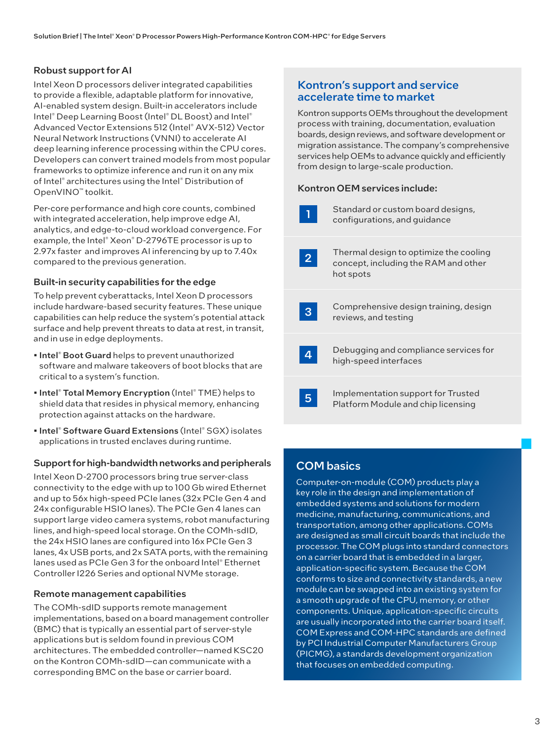### Robust support for AI

Intel Xeon D processors deliver integrated capabilities to provide a flexible, adaptable platform for innovative, AI-enabled system design. Built-in accelerators include Intel® Deep Learning Boost (Intel® DL Boost) and Intel® Advanced Vector Extensions 512 (Intel® AVX-512) Vector Neural Network Instructions (VNNI) to accelerate AI deep learning inference processing within the CPU cores. Developers can convert trained models from most popular frameworks to optimize inference and run it on any mix of Intel® architectures using the Intel® Distribution of OpenVINO™ toolkit.

Per-core performance and high core counts, combined with integrated acceleration, help improve edge AI, analytics, and edge-to-cloud workload convergence. For example, the Intel® Xeon® D-2796TE processor is up to 2.97x faster and improves AI inferencing by up to 7.40x compared to the previous generation.

### Built-in security capabilities for the edge

To help prevent cyberattacks, Intel Xeon D processors include hardware-based security features. These unique capabilities can help reduce the system's potential attack surface and help prevent threats to data at rest, in transit, and in use in edge deployments.

- **Intel® Boot Guard** helps to prevent unauthorized software and malware takeovers of boot blocks that are critical to a system's function.
- **Intel® Total Memory Encryption** (Intel® TME) helps to shield data that resides in physical memory, enhancing protection against attacks on the hardware.
- **Intel® Software Guard Extensions** (Intel® SGX) isolates applications in trusted enclaves during runtime.

### Support for high-bandwidth networks and peripherals

Intel Xeon D-2700 processors bring true server-class connectivity to the edge with up to 100 Gb wired Ethernet and up to 56x high-speed PCIe lanes (32x PCIe Gen 4 and 24x configurable HSIO lanes). The PCIe Gen 4 lanes can support large video camera systems, robot manufacturing lines, and high-speed local storage. On the COMh-sdID, the 24x HSIO lanes are configured into 16x PCIe Gen 3 lanes, 4x USB ports, and 2x SATA ports, with the remaining lanes used as PCIe Gen 3 for the onboard Intel® Ethernet Controller I226 Series and optional NVMe storage.

### Remote management capabilities

The COMh-sdID supports remote management implementations, based on a board management controller (BMC) that is typically an essential part of server-style applications but is seldom found in previous COM architectures. The embedded controller—named KSC20 on the Kontron COMh-sdID—can communicate with a corresponding BMC on the base or carrier board.

## Kontron's support and service accelerate time to market

Kontron supports OEMs throughout the development process with training, documentation, evaluation boards, design reviews, and software development or migration assistance. The company's comprehensive services help OEMs to advance quickly and efficiently from design to large-scale production.

### Kontron OEM services include:

1. Standard or custom board designs, configurations, and guidance
2. Thermal design to optimize the cooling concept, including the RAM and other hot spots
3. Comprehensive design training, design reviews, and testing
4. Debugging and compliance services for high-speed interfaces
5. Implementation support for Trusted Platform Module and chip licensing

## COM basics

Computer-on-module (COM) products play a key role in the design and implementation of embedded systems and solutions for modern medicine, manufacturing, communications, and transportation, among other applications. COMs are designed as small circuit boards that include the processor. The COM plugs into standard connectors on a carrier board that is embedded in a larger, application-specific system. Because the COM conforms to size and connectivity standards, a new module can be swapped into an existing system for a smooth upgrade of the CPU, memory, or other components. Unique, application-specific circuits are usually incorporated into the carrier board itself. COM Express and COM-HPC standards are defined by PCI Industrial Computer Manufacturers Group (PICMG), a standards development organization that focuses on embedded computing.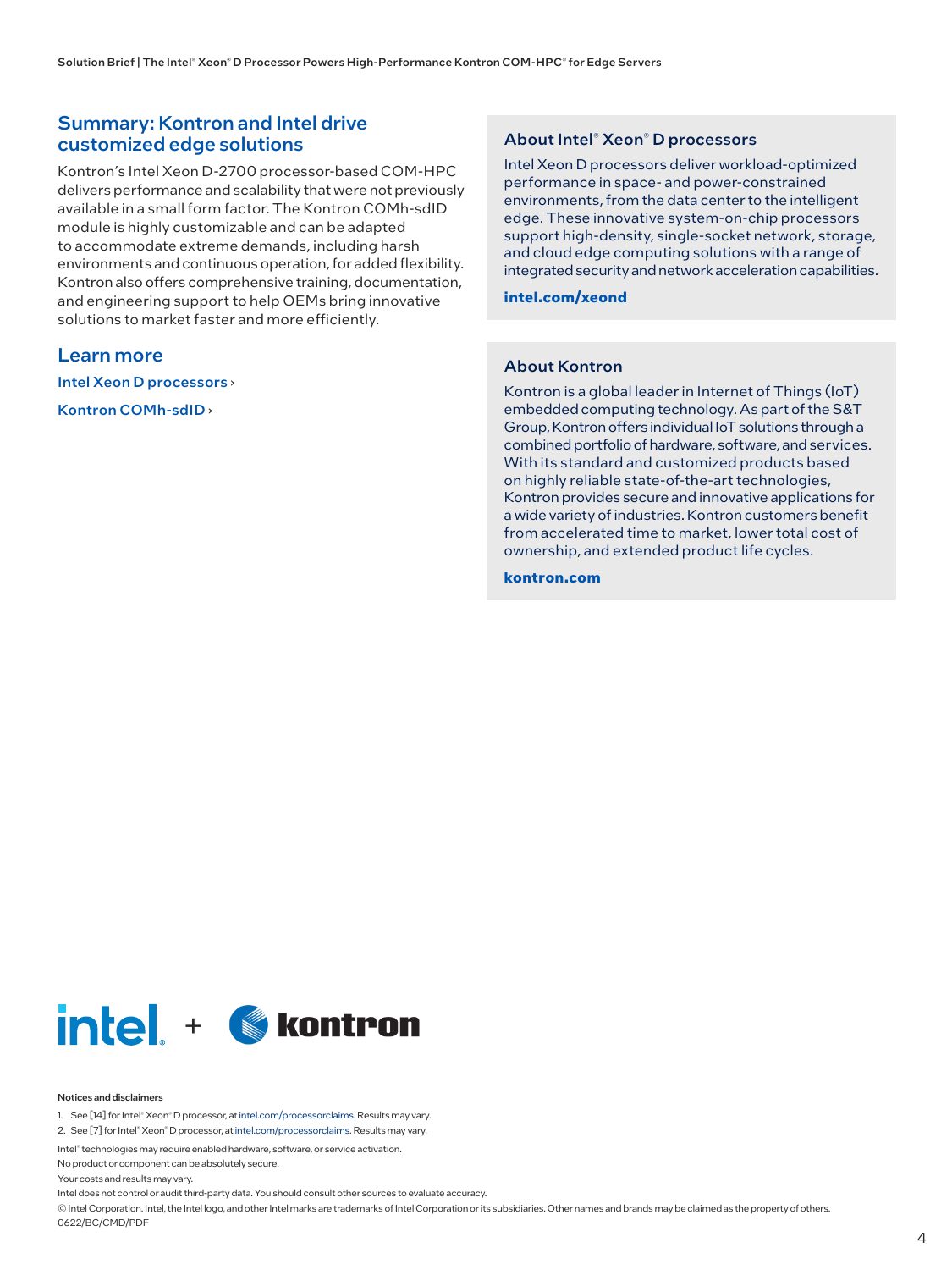## Summary: Kontron and Intel drive customized edge solutions

Kontron's Intel Xeon D-2700 processor-based COM-HPC delivers performance and scalability that were not previously available in a small form factor. The Kontron COMh-sdID module is highly customizable and can be adapted to accommodate extreme demands, including harsh environments and continuous operation, for added flexibility. Kontron also offers comprehensive training, documentation, and engineering support to help OEMs bring innovative solutions to market faster and more efficiently.

## Learn more

Intel Xeon D processors ›

Kontron COMh-sdID ›

### About Intel® Xeon® D processors

Intel Xeon D processors deliver workload-optimized performance in space- and power-constrained environments, from the data center to the intelligent edge. These innovative system-on-chip processors support high-density, single-socket network, storage, and cloud edge computing solutions with a range of integrated security and network acceleration capabilities.

**intel.com/xeond**

### About Kontron

Kontron is a global leader in Internet of Things (IoT) embedded computing technology. As part of the S&T Group, Kontron offers individual IoT solutions through a combined portfolio of hardware, software, and services. With its standard and customized products based on highly reliable state-of-the-art technologies, Kontron provides secure and innovative applications for a wide variety of industries. Kontron customers benefit from accelerated time to market, lower total cost of ownership, and extended product life cycles.

**kontron.com**

intel. + kontron

**Notices and disclaimers**

1. See [14] for Intel® Xeon® D processor, at intel.com/processorclaims. Results may vary.
2. See [7] for Intel® Xeon® D processor, at intel.com/processorclaims. Results may vary.

Intel® technologies may require enabled hardware, software, or service activation.

No product or component can be absolutely secure.

Your costs and results may vary.

Intel does not control or audit third-party data. You should consult other sources to evaluate accuracy.

© Intel Corporation. Intel, the Intel logo, and other Intel marks are trademarks of Intel Corporation or its subsidiaries. Other names and brands may be claimed as the property of others.

0622/BC/CMD/PDF